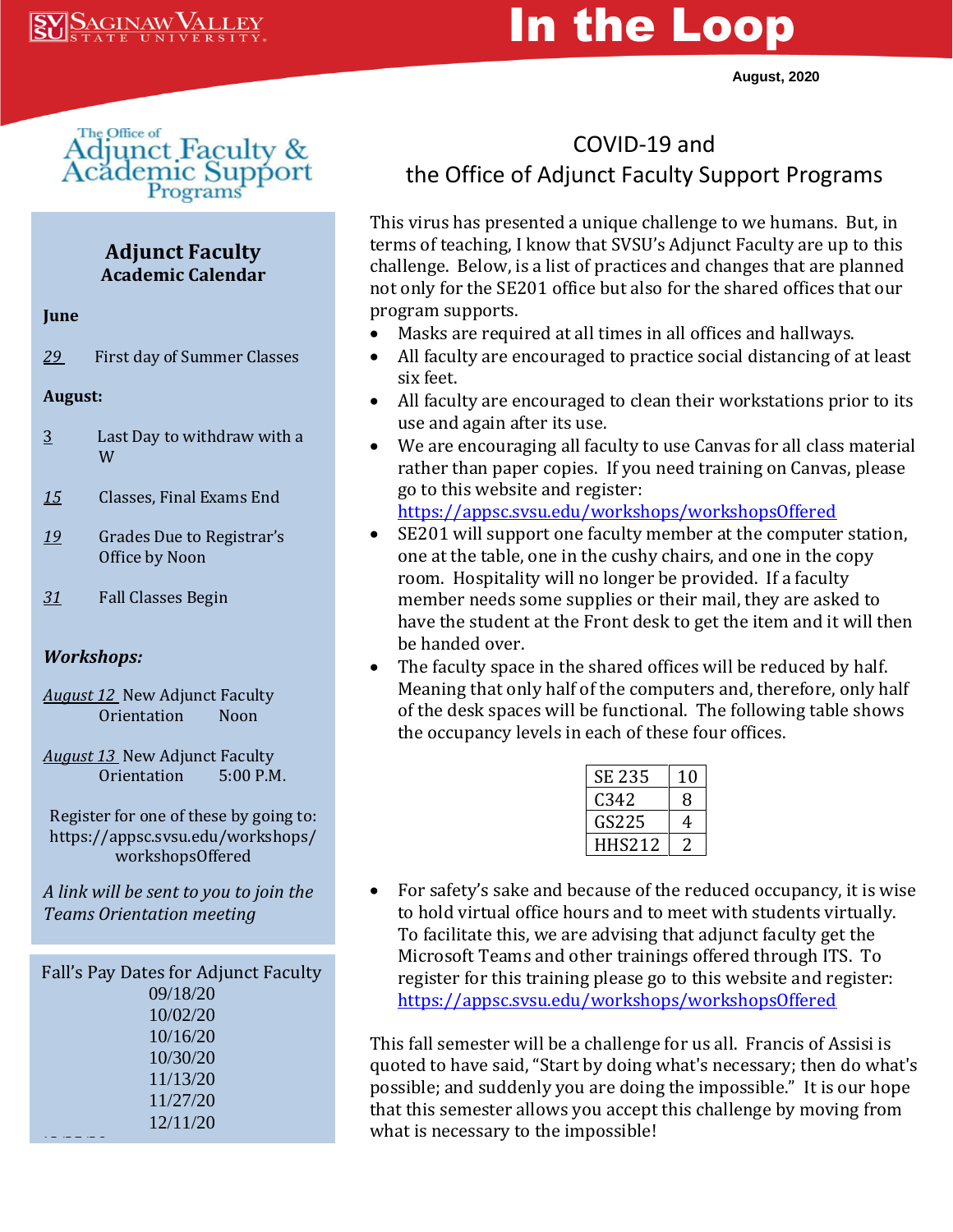# In the Loop

August, 2020

The Office of Adjunct Faculty & Academic Support Programs

## Adjunct Faculty Academic Calendar

**June**

29 First day of Summer Classes

**August:**

3 Last Day to withdraw with a W

15 Classes, Final Exams End

19 Grades Due to Registrar's Office by Noon

31 Fall Classes Begin

***Workshops:***

*August 12* New Adjunct Faculty Orientation Noon

*August 13* New Adjunct Faculty Orientation 5:00 P.M.

Register for one of these by going to: https://appsc.svsu.edu/workshops/workshopsOffered

*A link will be sent to you to join the Teams Orientation meeting*

### Fall's Pay Dates for Adjunct Faculty

09/18/20
10/02/20
10/16/20
10/30/20
11/13/20
11/27/20
12/11/20

## COVID-19 and the Office of Adjunct Faculty Support Programs

This virus has presented a unique challenge to we humans. But, in terms of teaching, I know that SVSU's Adjunct Faculty are up to this challenge. Below, is a list of practices and changes that are planned not only for the SE201 office but also for the shared offices that our program supports.

- Masks are required at all times in all offices and hallways.
- All faculty are encouraged to practice social distancing of at least six feet.
- All faculty are encouraged to clean their workstations prior to its use and again after its use.
- We are encouraging all faculty to use Canvas for all class material rather than paper copies. If you need training on Canvas, please go to this website and register: https://appsc.svsu.edu/workshops/workshopsOffered
- SE201 will support one faculty member at the computer station, one at the table, one in the cushy chairs, and one in the copy room. Hospitality will no longer be provided. If a faculty member needs some supplies or their mail, they are asked to have the student at the Front desk to get the item and it will then be handed over.
- The faculty space in the shared offices will be reduced by half. Meaning that only half of the computers and, therefore, only half of the desk spaces will be functional. The following table shows the occupancy levels in each of these four offices.

| Office | Occupancy |
|---|---|
| SE 235 | 10 |
| C342 | 8 |
| GS225 | 4 |
| HHS212 | 2 |

- For safety's sake and because of the reduced occupancy, it is wise to hold virtual office hours and to meet with students virtually. To facilitate this, we are advising that adjunct faculty get the Microsoft Teams and other trainings offered through ITS. To register for this training please go to this website and register: https://appsc.svsu.edu/workshops/workshopsOffered

This fall semester will be a challenge for us all. Francis of Assisi is quoted to have said, "Start by doing what's necessary; then do what's possible; and suddenly you are doing the impossible." It is our hope that this semester allows you accept this challenge by moving from what is necessary to the impossible!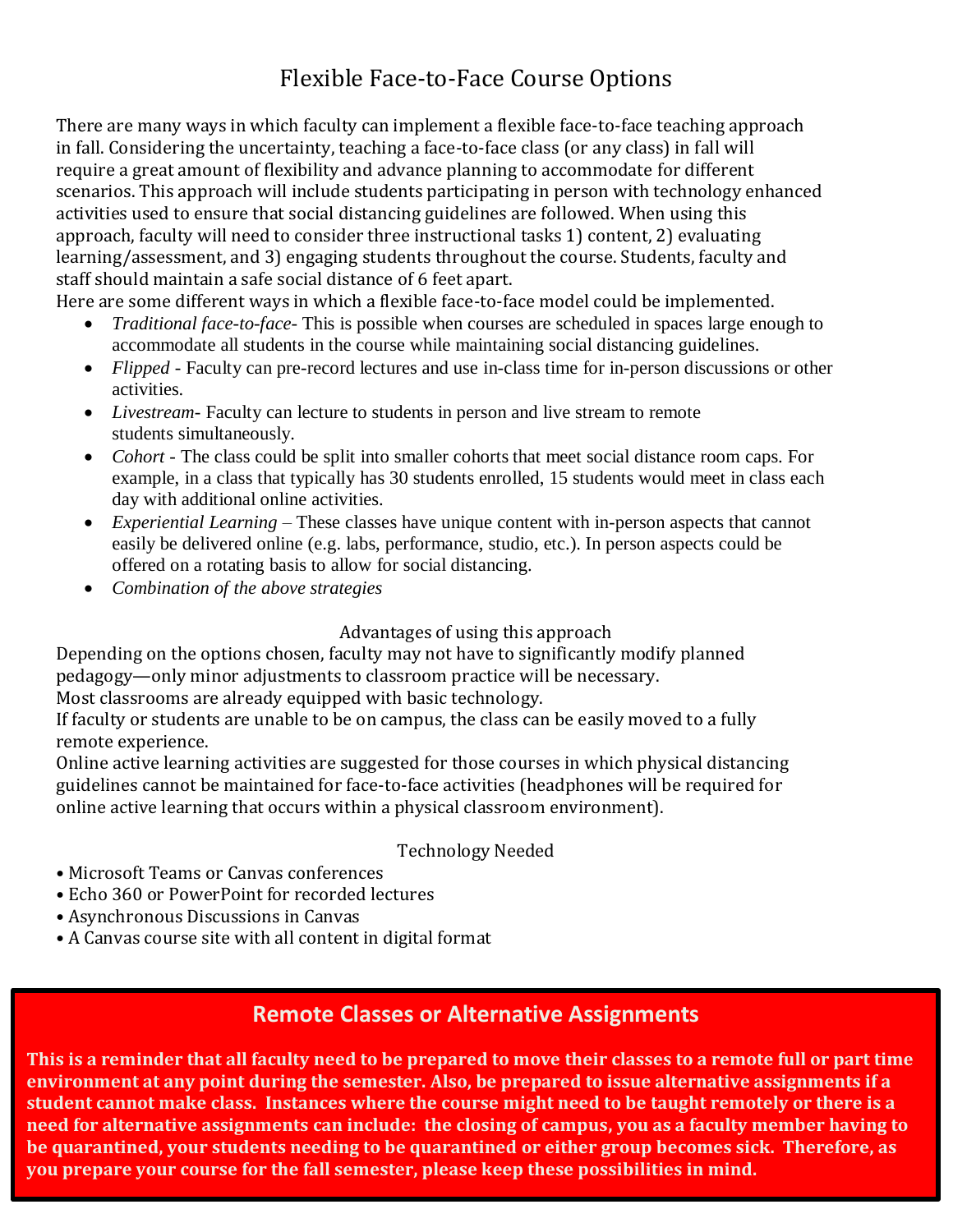# Flexible Face-to-Face Course Options

There are many ways in which faculty can implement a flexible face-to-face teaching approach in fall. Considering the uncertainty, teaching a face-to-face class (or any class) in fall will require a great amount of flexibility and advance planning to accommodate for different scenarios. This approach will include students participating in person with technology enhanced activities used to ensure that social distancing guidelines are followed. When using this approach, faculty will need to consider three instructional tasks 1) content, 2) evaluating learning/assessment, and 3) engaging students throughout the course. Students, faculty and staff should maintain a safe social distance of 6 feet apart.

Here are some different ways in which a flexible face-to-face model could be implemented.

- *Traditional face-to-face*- This is possible when courses are scheduled in spaces large enough to accommodate all students in the course while maintaining social distancing guidelines.
- *Flipped* - Faculty can pre-record lectures and use in-class time for in-person discussions or other activities.
- *Livestream*- Faculty can lecture to students in person and live stream to remote students simultaneously.
- *Cohort* - The class could be split into smaller cohorts that meet social distance room caps. For example, in a class that typically has 30 students enrolled, 15 students would meet in class each day with additional online activities.
- *Experiential Learning* – These classes have unique content with in-person aspects that cannot easily be delivered online (e.g. labs, performance, studio, etc.). In person aspects could be offered on a rotating basis to allow for social distancing.
- *Combination of the above strategies*

## Advantages of using this approach

Depending on the options chosen, faculty may not have to significantly modify planned pedagogy—only minor adjustments to classroom practice will be necessary.

Most classrooms are already equipped with basic technology.

If faculty or students are unable to be on campus, the class can be easily moved to a fully remote experience.

Online active learning activities are suggested for those courses in which physical distancing guidelines cannot be maintained for face-to-face activities (headphones will be required for online active learning that occurs within a physical classroom environment).

## Technology Needed

- Microsoft Teams or Canvas conferences
- Echo 360 or PowerPoint for recorded lectures
- Asynchronous Discussions in Canvas
- A Canvas course site with all content in digital format

## Remote Classes or Alternative Assignments

**This is a reminder that all faculty need to be prepared to move their classes to a remote full or part time environment at any point during the semester. Also, be prepared to issue alternative assignments if a student cannot make class. Instances where the course might need to be taught remotely or there is a need for alternative assignments can include: the closing of campus, you as a faculty member having to be quarantined, your students needing to be quarantined or either group becomes sick. Therefore, as you prepare your course for the fall semester, please keep these possibilities in mind.**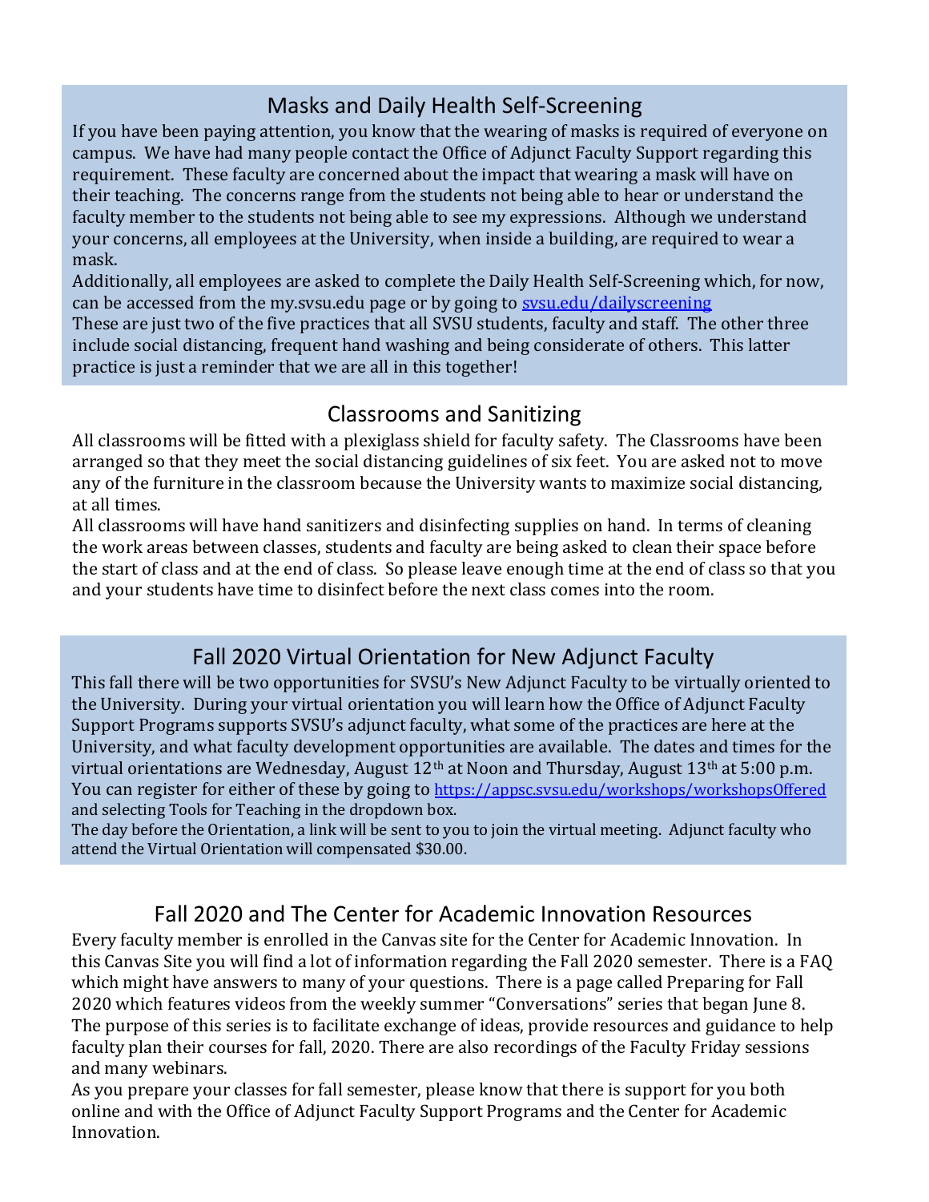## Masks and Daily Health Self-Screening

If you have been paying attention, you know that the wearing of masks is required of everyone on campus. We have had many people contact the Office of Adjunct Faculty Support regarding this requirement. These faculty are concerned about the impact that wearing a mask will have on their teaching. The concerns range from the students not being able to hear or understand the faculty member to the students not being able to see my expressions. Although we understand your concerns, all employees at the University, when inside a building, are required to wear a mask.

Additionally, all employees are asked to complete the Daily Health Self-Screening which, for now, can be accessed from the my.svsu.edu page or by going to [svsu.edu/dailyscreening](svsu.edu/dailyscreening)

These are just two of the five practices that all SVSU students, faculty and staff. The other three include social distancing, frequent hand washing and being considerate of others. This latter practice is just a reminder that we are all in this together!

## Classrooms and Sanitizing

All classrooms will be fitted with a plexiglass shield for faculty safety. The Classrooms have been arranged so that they meet the social distancing guidelines of six feet. You are asked not to move any of the furniture in the classroom because the University wants to maximize social distancing, at all times.

All classrooms will have hand sanitizers and disinfecting supplies on hand. In terms of cleaning the work areas between classes, students and faculty are being asked to clean their space before the start of class and at the end of class. So please leave enough time at the end of class so that you and your students have time to disinfect before the next class comes into the room.

## Fall 2020 Virtual Orientation for New Adjunct Faculty

This fall there will be two opportunities for SVSU's New Adjunct Faculty to be virtually oriented to the University. During your virtual orientation you will learn how the Office of Adjunct Faculty Support Programs supports SVSU's adjunct faculty, what some of the practices are here at the University, and what faculty development opportunities are available. The dates and times for the virtual orientations are Wednesday, August 12th at Noon and Thursday, August 13th at 5:00 p.m. You can register for either of these by going to [https://appsc.svsu.edu/workshops/workshopsOffered](https://appsc.svsu.edu/workshops/workshopsOffered) and selecting Tools for Teaching in the dropdown box.

The day before the Orientation, a link will be sent to you to join the virtual meeting. Adjunct faculty who attend the Virtual Orientation will compensated $30.00.

## Fall 2020 and The Center for Academic Innovation Resources

Every faculty member is enrolled in the Canvas site for the Center for Academic Innovation. In this Canvas Site you will find a lot of information regarding the Fall 2020 semester. There is a FAQ which might have answers to many of your questions. There is a page called Preparing for Fall 2020 which features videos from the weekly summer "Conversations" series that began June 8. The purpose of this series is to facilitate exchange of ideas, provide resources and guidance to help faculty plan their courses for fall, 2020. There are also recordings of the Faculty Friday sessions and many webinars.

As you prepare your classes for fall semester, please know that there is support for you both online and with the Office of Adjunct Faculty Support Programs and the Center for Academic Innovation.